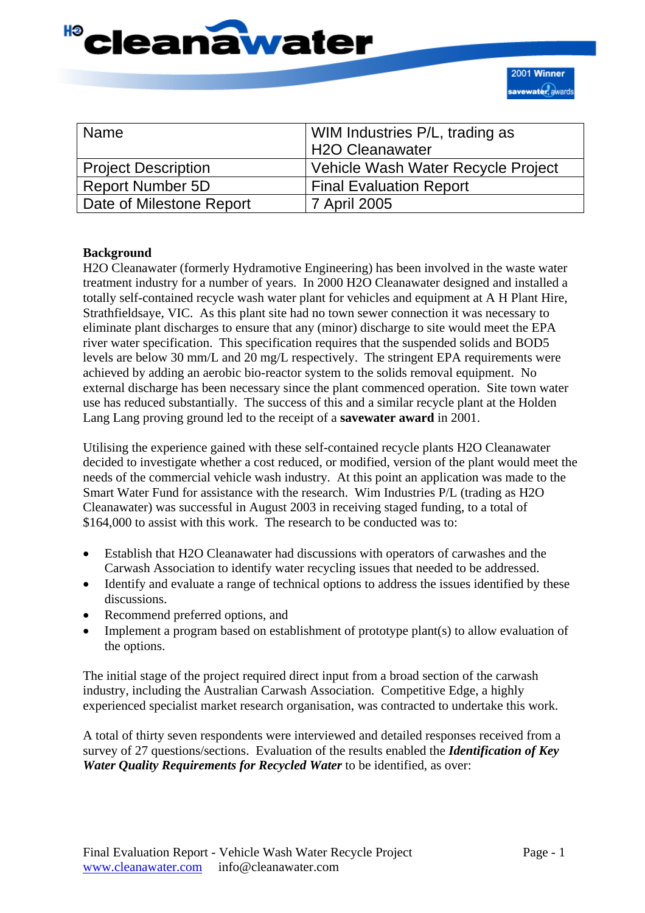| Name | WIM Industries P/L, trading as H2O Cleanawater |
|---|---|
| Project Description | Vehicle Wash Water Recycle Project |
| Report Number 5D | Final Evaluation Report |
| Date of Milestone Report | 7 April 2005 |

**Background**

H2O Cleanawater (formerly Hydramotive Engineering) has been involved in the waste water treatment industry for a number of years. In 2000 H2O Cleanawater designed and installed a totally self-contained recycle wash water plant for vehicles and equipment at A H Plant Hire, Strathfieldsaye, VIC. As this plant site had no town sewer connection it was necessary to eliminate plant discharges to ensure that any (minor) discharge to site would meet the EPA river water specification. This specification requires that the suspended solids and BOD5 levels are below 30 mm/L and 20 mg/L respectively. The stringent EPA requirements were achieved by adding an aerobic bio-reactor system to the solids removal equipment. No external discharge has been necessary since the plant commenced operation. Site town water use has reduced substantially. The success of this and a similar recycle plant at the Holden Lang Lang proving ground led to the receipt of a **savewater award** in 2001.

Utilising the experience gained with these self-contained recycle plants H2O Cleanawater decided to investigate whether a cost reduced, or modified, version of the plant would meet the needs of the commercial vehicle wash industry. At this point an application was made to the Smart Water Fund for assistance with the research. Wim Industries P/L (trading as H2O Cleanawater) was successful in August 2003 in receiving staged funding, to a total of $164,000 to assist with this work. The research to be conducted was to:

- Establish that H2O Cleanawater had discussions with operators of carwashes and the Carwash Association to identify water recycling issues that needed to be addressed.
- Identify and evaluate a range of technical options to address the issues identified by these discussions.
- Recommend preferred options, and
- Implement a program based on establishment of prototype plant(s) to allow evaluation of the options.

The initial stage of the project required direct input from a broad section of the carwash industry, including the Australian Carwash Association. Competitive Edge, a highly experienced specialist market research organisation, was contracted to undertake this work.

A total of thirty seven respondents were interviewed and detailed responses received from a survey of 27 questions/sections. Evaluation of the results enabled the ***Identification of Key Water Quality Requirements for Recycled Water*** to be identified, as over: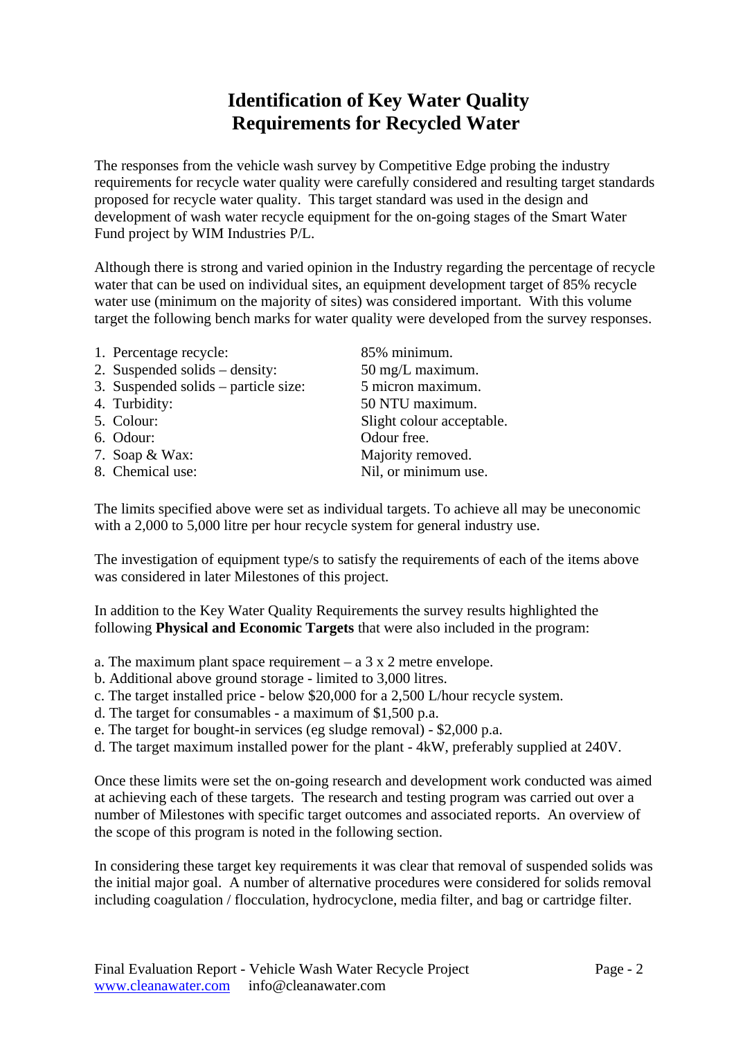# Identification of Key Water Quality Requirements for Recycled Water

The responses from the vehicle wash survey by Competitive Edge probing the industry requirements for recycle water quality were carefully considered and resulting target standards proposed for recycle water quality. This target standard was used in the design and development of wash water recycle equipment for the on-going stages of the Smart Water Fund project by WIM Industries P/L.

Although there is strong and varied opinion in the Industry regarding the percentage of recycle water that can be used on individual sites, an equipment development target of 85% recycle water use (minimum on the majority of sites) was considered important. With this volume target the following bench marks for water quality were developed from the survey responses.

1. Percentage recycle: 85% minimum.
2. Suspended solids – density: 50 mg/L maximum.
3. Suspended solids – particle size: 5 micron maximum.
4. Turbidity: 50 NTU maximum.
5. Colour: Slight colour acceptable.
6. Odour: Odour free.
7. Soap & Wax: Majority removed.
8. Chemical use: Nil, or minimum use.

The limits specified above were set as individual targets. To achieve all may be uneconomic with a 2,000 to 5,000 litre per hour recycle system for general industry use.

The investigation of equipment type/s to satisfy the requirements of each of the items above was considered in later Milestones of this project.

In addition to the Key Water Quality Requirements the survey results highlighted the following **Physical and Economic Targets** that were also included in the program:

a. The maximum plant space requirement – a 3 x 2 metre envelope.
b. Additional above ground storage - limited to 3,000 litres.
c. The target installed price - below $20,000 for a 2,500 L/hour recycle system.
d. The target for consumables - a maximum of $1,500 p.a.
e. The target for bought-in services (eg sludge removal) - $2,000 p.a.
d. The target maximum installed power for the plant - 4kW, preferably supplied at 240V.

Once these limits were set the on-going research and development work conducted was aimed at achieving each of these targets. The research and testing program was carried out over a number of Milestones with specific target outcomes and associated reports. An overview of the scope of this program is noted in the following section.

In considering these target key requirements it was clear that removal of suspended solids was the initial major goal. A number of alternative procedures were considered for solids removal including coagulation / flocculation, hydrocyclone, media filter, and bag or cartridge filter.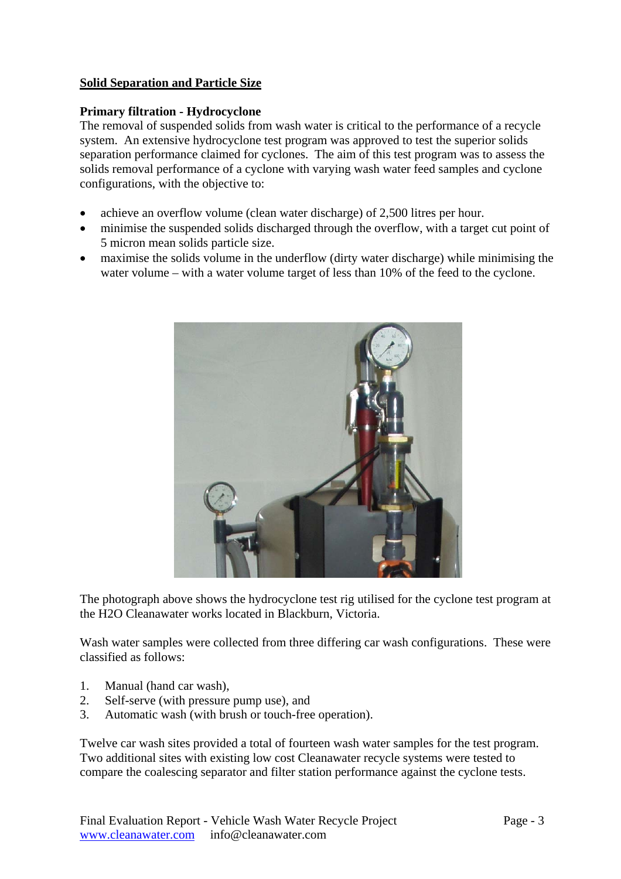## Solid Separation and Particle Size

### Primary filtration - Hydrocyclone

The removal of suspended solids from wash water is critical to the performance of a recycle system. An extensive hydrocyclone test program was approved to test the superior solids separation performance claimed for cyclones. The aim of this test program was to assess the solids removal performance of a cyclone with varying wash water feed samples and cyclone configurations, with the objective to:

- achieve an overflow volume (clean water discharge) of 2,500 litres per hour.
- minimise the suspended solids discharged through the overflow, with a target cut point of 5 micron mean solids particle size.
- maximise the solids volume in the underflow (dirty water discharge) while minimising the water volume – with a water volume target of less than 10% of the feed to the cyclone.

The photograph above shows the hydrocyclone test rig utilised for the cyclone test program at the H2O Cleanawater works located in Blackburn, Victoria.

Wash water samples were collected from three differing car wash configurations. These were classified as follows:

1. Manual (hand car wash),
2. Self-serve (with pressure pump use), and
3. Automatic wash (with brush or touch-free operation).

Twelve car wash sites provided a total of fourteen wash water samples for the test program. Two additional sites with existing low cost Cleanawater recycle systems were tested to compare the coalescing separator and filter station performance against the cyclone tests.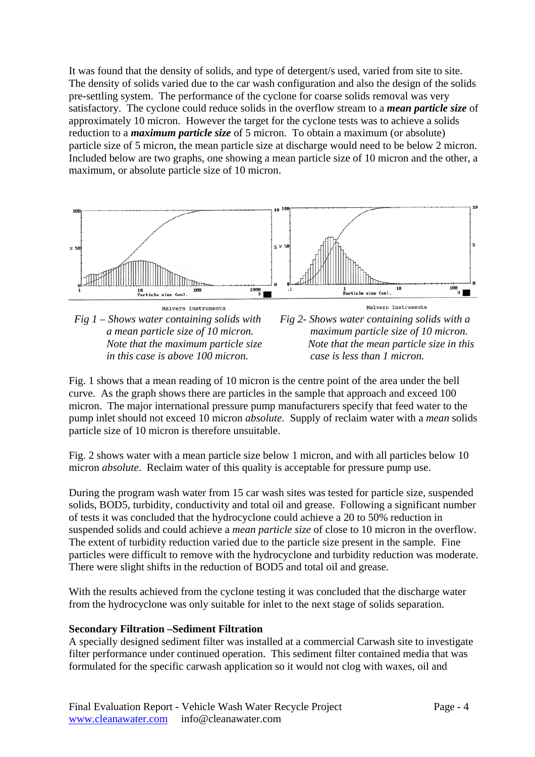It was found that the density of solids, and type of detergent/s used, varied from site to site. The density of solids varied due to the car wash configuration and also the design of the solids pre-settling system. The performance of the cyclone for coarse solids removal was very satisfactory. The cyclone could reduce solids in the overflow stream to a ***mean particle size*** of approximately 10 micron. However the target for the cyclone tests was to achieve a solids reduction to a ***maximum particle size*** of 5 micron. To obtain a maximum (or absolute) particle size of 5 micron, the mean particle size at discharge would need to be below 2 micron. Included below are two graphs, one showing a mean particle size of 10 micron and the other, a maximum, or absolute particle size of 10 micron.

*Fig 1 – Shows water containing solids with a mean particle size of 10 micron. Note that the maximum particle size in this case is above 100 micron.*

*Fig 2- Shows water containing solids with a maximum particle size of 10 micron. Note that the mean particle size in this case is less than 1 micron.*

Fig. 1 shows that a mean reading of 10 micron is the centre point of the area under the bell curve. As the graph shows there are particles in the sample that approach and exceed 100 micron. The major international pressure pump manufacturers specify that feed water to the pump inlet should not exceed 10 micron *absolute*. Supply of reclaim water with a *mean* solids particle size of 10 micron is therefore unsuitable.

Fig. 2 shows water with a mean particle size below 1 micron, and with all particles below 10 micron *absolute*. Reclaim water of this quality is acceptable for pressure pump use.

During the program wash water from 15 car wash sites was tested for particle size, suspended solids, BOD5, turbidity, conductivity and total oil and grease. Following a significant number of tests it was concluded that the hydrocyclone could achieve a 20 to 50% reduction in suspended solids and could achieve a *mean particle size* of close to 10 micron in the overflow. The extent of turbidity reduction varied due to the particle size present in the sample. Fine particles were difficult to remove with the hydrocyclone and turbidity reduction was moderate. There were slight shifts in the reduction of BOD5 and total oil and grease.

With the results achieved from the cyclone testing it was concluded that the discharge water from the hydrocyclone was only suitable for inlet to the next stage of solids separation.

**Secondary Filtration –Sediment Filtration**

A specially designed sediment filter was installed at a commercial Carwash site to investigate filter performance under continued operation. This sediment filter contained media that was formulated for the specific carwash application so it would not clog with waxes, oil and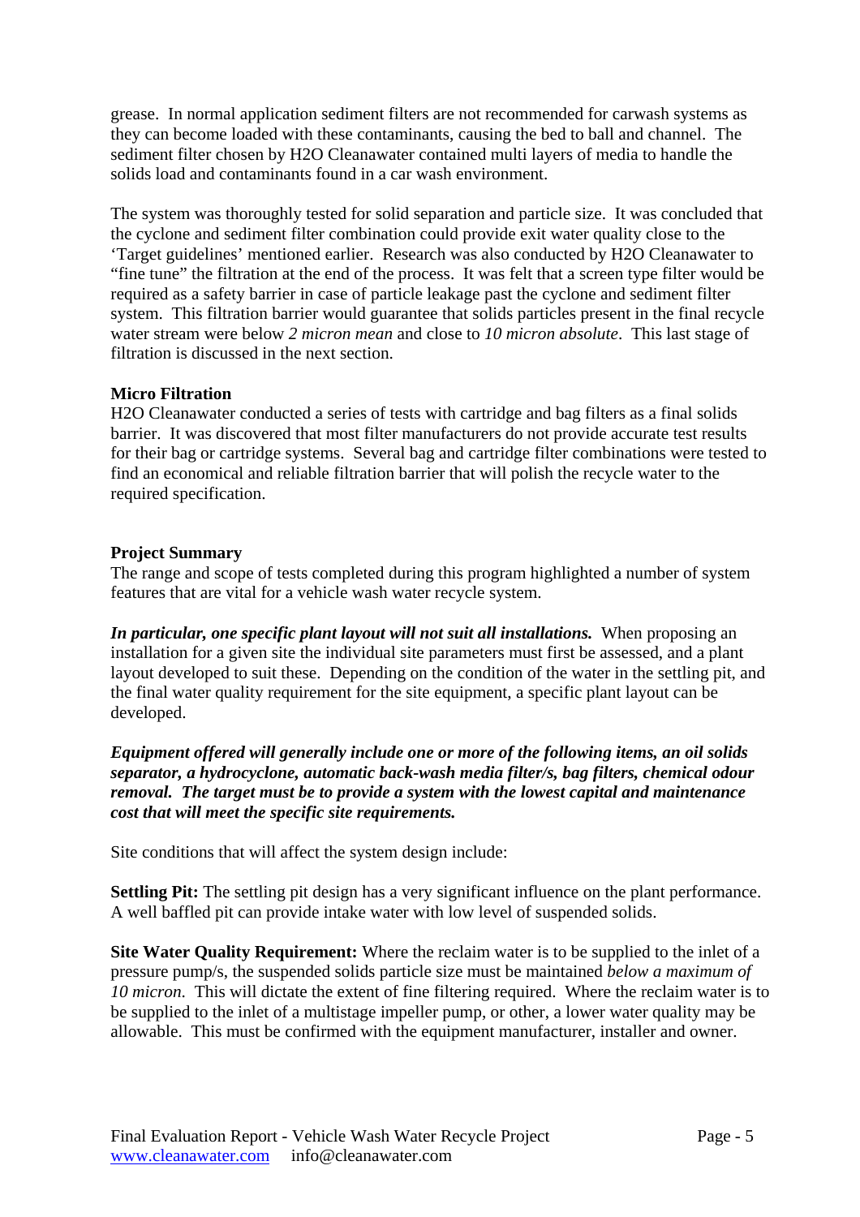grease. In normal application sediment filters are not recommended for carwash systems as they can become loaded with these contaminants, causing the bed to ball and channel. The sediment filter chosen by H2O Cleanawater contained multi layers of media to handle the solids load and contaminants found in a car wash environment.

The system was thoroughly tested for solid separation and particle size. It was concluded that the cyclone and sediment filter combination could provide exit water quality close to the 'Target guidelines' mentioned earlier. Research was also conducted by H2O Cleanawater to "fine tune" the filtration at the end of the process. It was felt that a screen type filter would be required as a safety barrier in case of particle leakage past the cyclone and sediment filter system. This filtration barrier would guarantee that solids particles present in the final recycle water stream were below *2 micron mean* and close to *10 micron absolute*. This last stage of filtration is discussed in the next section.

**Micro Filtration**
H2O Cleanawater conducted a series of tests with cartridge and bag filters as a final solids barrier. It was discovered that most filter manufacturers do not provide accurate test results for their bag or cartridge systems. Several bag and cartridge filter combinations were tested to find an economical and reliable filtration barrier that will polish the recycle water to the required specification.

**Project Summary**
The range and scope of tests completed during this program highlighted a number of system features that are vital for a vehicle wash water recycle system.

***In particular, one specific plant layout will not suit all installations.*** When proposing an installation for a given site the individual site parameters must first be assessed, and a plant layout developed to suit these. Depending on the condition of the water in the settling pit, and the final water quality requirement for the site equipment, a specific plant layout can be developed.

***Equipment offered will generally include one or more of the following items, an oil solids separator, a hydrocyclone, automatic back-wash media filter/s, bag filters, chemical odour removal. The target must be to provide a system with the lowest capital and maintenance cost that will meet the specific site requirements.***

Site conditions that will affect the system design include:

**Settling Pit:** The settling pit design has a very significant influence on the plant performance. A well baffled pit can provide intake water with low level of suspended solids.

**Site Water Quality Requirement:** Where the reclaim water is to be supplied to the inlet of a pressure pump/s, the suspended solids particle size must be maintained *below a maximum of 10 micron.* This will dictate the extent of fine filtering required. Where the reclaim water is to be supplied to the inlet of a multistage impeller pump, or other, a lower water quality may be allowable. This must be confirmed with the equipment manufacturer, installer and owner.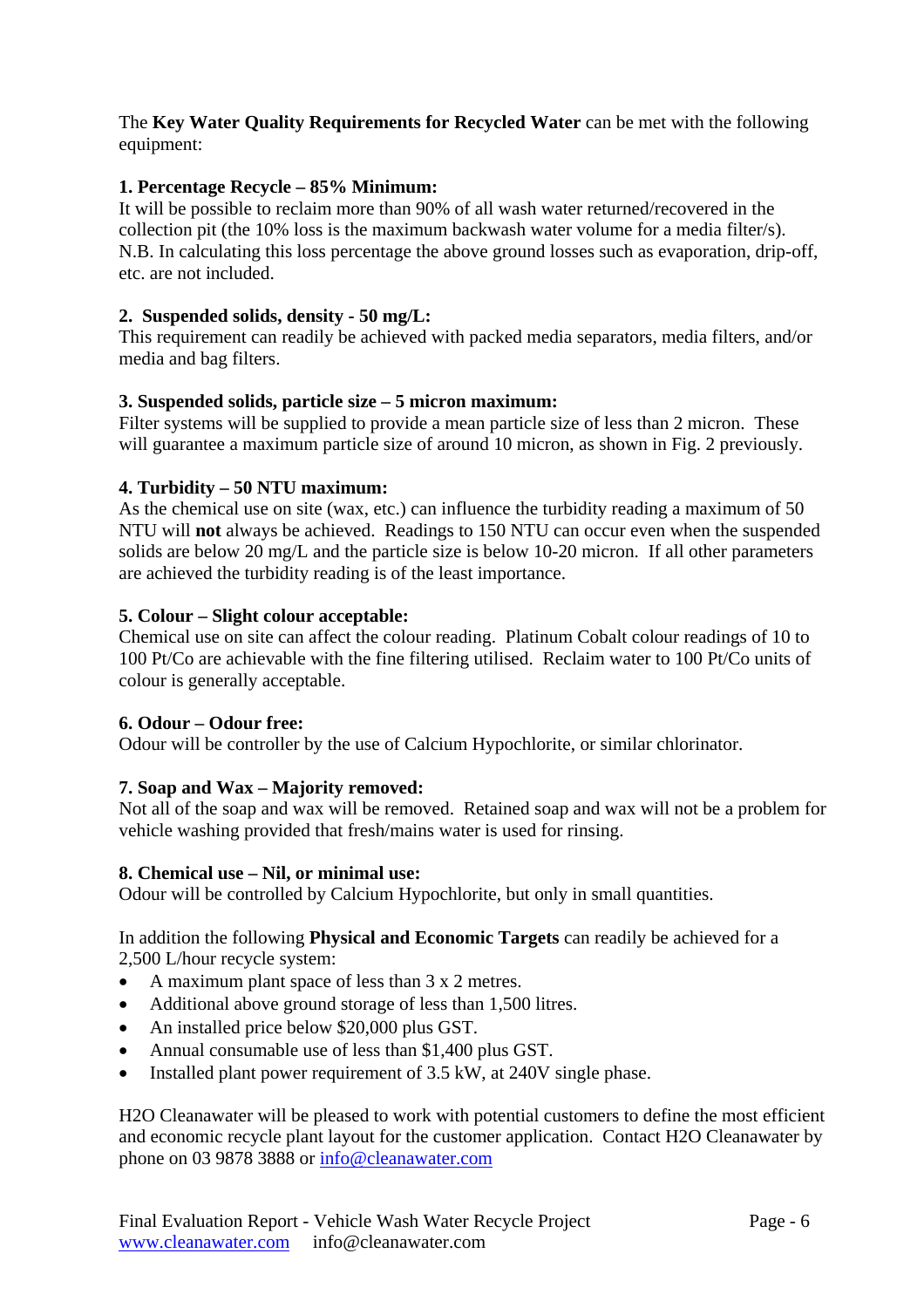The **Key Water Quality Requirements for Recycled Water** can be met with the following equipment:

**1. Percentage Recycle – 85% Minimum:**
It will be possible to reclaim more than 90% of all wash water returned/recovered in the collection pit (the 10% loss is the maximum backwash water volume for a media filter/s). N.B. In calculating this loss percentage the above ground losses such as evaporation, drip-off, etc. are not included.

**2. Suspended solids, density - 50 mg/L:**
This requirement can readily be achieved with packed media separators, media filters, and/or media and bag filters.

**3. Suspended solids, particle size – 5 micron maximum:**
Filter systems will be supplied to provide a mean particle size of less than 2 micron. These will guarantee a maximum particle size of around 10 micron, as shown in Fig. 2 previously.

**4. Turbidity – 50 NTU maximum:**
As the chemical use on site (wax, etc.) can influence the turbidity reading a maximum of 50 NTU will **not** always be achieved. Readings to 150 NTU can occur even when the suspended solids are below 20 mg/L and the particle size is below 10-20 micron. If all other parameters are achieved the turbidity reading is of the least importance.

**5. Colour – Slight colour acceptable:**
Chemical use on site can affect the colour reading. Platinum Cobalt colour readings of 10 to 100 Pt/Co are achievable with the fine filtering utilised. Reclaim water to 100 Pt/Co units of colour is generally acceptable.

**6. Odour – Odour free:**
Odour will be controller by the use of Calcium Hypochlorite, or similar chlorinator.

**7. Soap and Wax – Majority removed:**
Not all of the soap and wax will be removed. Retained soap and wax will not be a problem for vehicle washing provided that fresh/mains water is used for rinsing.

**8. Chemical use – Nil, or minimal use:**
Odour will be controlled by Calcium Hypochlorite, but only in small quantities.

In addition the following **Physical and Economic Targets** can readily be achieved for a 2,500 L/hour recycle system:

- A maximum plant space of less than 3 x 2 metres.
- Additional above ground storage of less than 1,500 litres.
- An installed price below $20,000 plus GST.
- Annual consumable use of less than $1,400 plus GST.
- Installed plant power requirement of 3.5 kW, at 240V single phase.

H2O Cleanawater will be pleased to work with potential customers to define the most efficient and economic recycle plant layout for the customer application. Contact H2O Cleanawater by phone on 03 9878 3888 or [info@cleanawater.com](mailto:info@cleanawater.com)